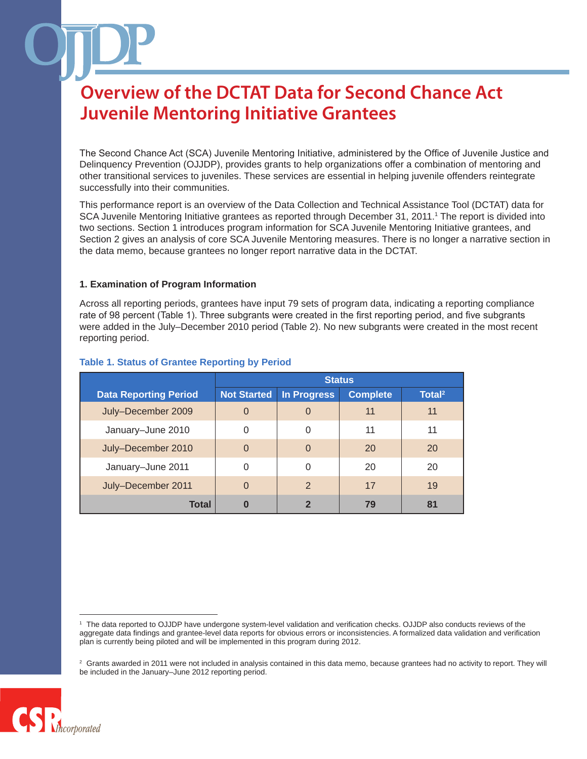# Overview of the DCTAT Data for Second Chance Act Juvenile Mentoring Initiative Grantees

The Second Chance Act (SCA) Juvenile Mentoring Initiative, administered by the Office of Juvenile Justice and Delinquency Prevention (OJJDP), provides grants to help organizations offer a combination of mentoring and other transitional services to juveniles. These services are essential in helping juvenile offenders reintegrate successfully into their communities.

This performance report is an overview of the Data Collection and Technical Assistance Tool (DCTAT) data for SCA Juvenile Mentoring Initiative grantees as reported through December 31, 2011.[1] The report is divided into two sections. Section 1 introduces program information for SCA Juvenile Mentoring Initiative grantees, and Section 2 gives an analysis of core SCA Juvenile Mentoring measures. There is no longer a narrative section in the data memo, because grantees no longer report narrative data in the DCTAT.

### 1. Examination of Program Information

Across all reporting periods, grantees have input 79 sets of program data, indicating a reporting compliance rate of 98 percent (Table 1). Three subgrants were created in the first reporting period, and five subgrants were added in the July–December 2010 period (Table 2). No new subgrants were created in the most recent reporting period.

**Table 1. Status of Grantee Reporting by Period**

| Data Reporting Period | Status | | | |
|---|---|---|---|---|
| | Not Started | In Progress | Complete | Total[2] |
| July–December 2009 | 0 | 0 | 11 | 11 |
| January–June 2010 | 0 | 0 | 11 | 11 |
| July–December 2010 | 0 | 0 | 20 | 20 |
| January–June 2011 | 0 | 0 | 20 | 20 |
| July–December 2011 | 0 | 2 | 17 | 19 |
| **Total** | **0** | **2** | **79** | **81** |

[1] The data reported to OJJDP have undergone system-level validation and verification checks. OJJDP also conducts reviews of the aggregate data findings and grantee-level data reports for obvious errors or inconsistencies. A formalized data validation and verification plan is currently being piloted and will be implemented in this program during 2012.

[2] Grants awarded in 2011 were not included in analysis contained in this data memo, because grantees had no activity to report. They will be included in the January–June 2012 reporting period.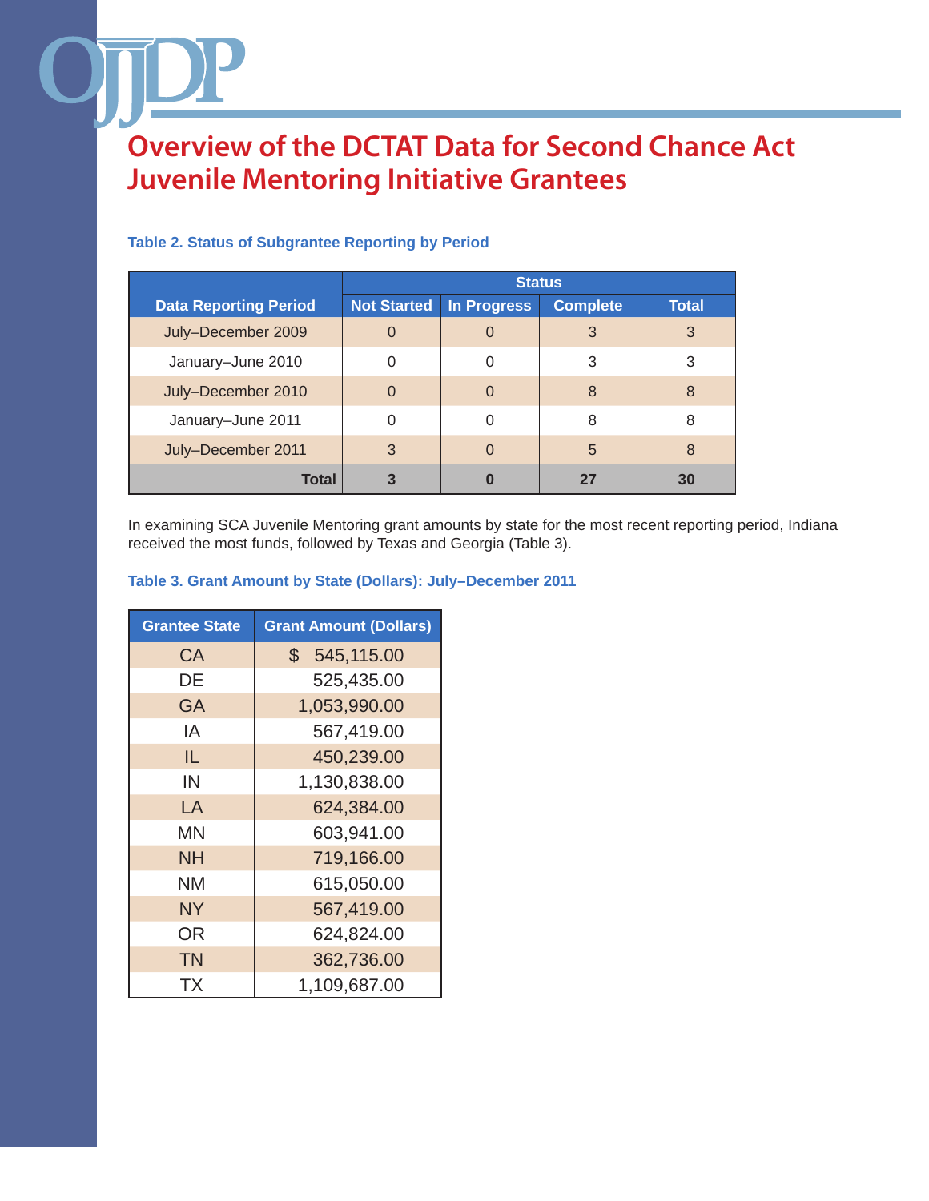# Overview of the DCTAT Data for Second Chance Act Juvenile Mentoring Initiative Grantees

**Table 2. Status of Subgrantee Reporting by Period**

| Data Reporting Period | Status | | | |
|---|---|---|---|---|
| | Not Started | In Progress | Complete | Total |
| July–December 2009 | 0 | 0 | 3 | 3 |
| January–June 2010 | 0 | 0 | 3 | 3 |
| July–December 2010 | 0 | 0 | 8 | 8 |
| January–June 2011 | 0 | 0 | 8 | 8 |
| July–December 2011 | 3 | 0 | 5 | 8 |
| **Total** | **3** | **0** | **27** | **30** |

In examining SCA Juvenile Mentoring grant amounts by state for the most recent reporting period, Indiana received the most funds, followed by Texas and Georgia (Table 3).

**Table 3. Grant Amount by State (Dollars): July–December 2011**

| Grantee State | Grant Amount (Dollars) |
|---|---|
| CA | $ 545,115.00 |
| DE | 525,435.00 |
| GA | 1,053,990.00 |
| IA | 567,419.00 |
| IL | 450,239.00 |
| IN | 1,130,838.00 |
| LA | 624,384.00 |
| MN | 603,941.00 |
| NH | 719,166.00 |
| NM | 615,050.00 |
| NY | 567,419.00 |
| OR | 624,824.00 |
| TN | 362,736.00 |
| TX | 1,109,687.00 |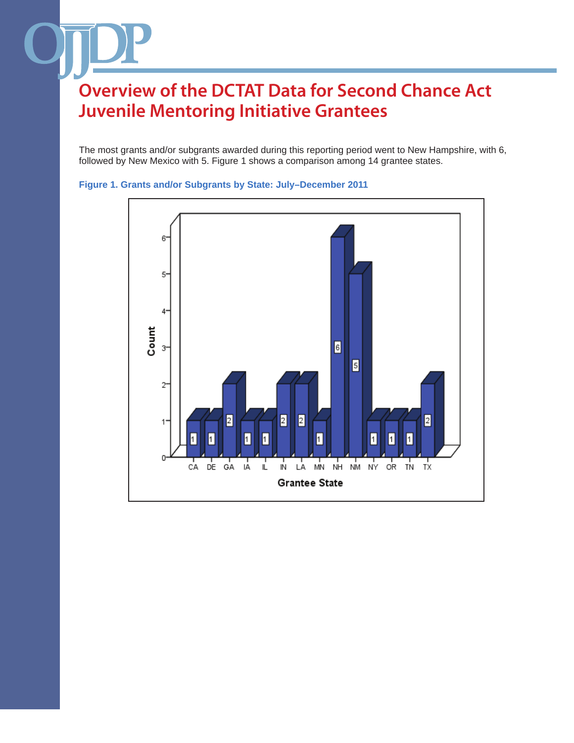# Overview of the DCTAT Data for Second Chance Act Juvenile Mentoring Initiative Grantees

The most grants and/or subgrants awarded during this reporting period went to New Hampshire, with 6, followed by New Mexico with 5. Figure 1 shows a comparison among 14 grantee states.

**Figure 1. Grants and/or Subgrants by State: July–December 2011**

| Grantee State | Count |
|---|---|
| CA | 1 |
| DE | 1 |
| GA | 2 |
| IA | 1 |
| IL | 1 |
| IN | 2 |
| LA | 2 |
| MN | 1 |
| NH | 6 |
| NM | 5 |
| NY | 1 |
| OR | 1 |
| TN | 1 |
| TX | 2 |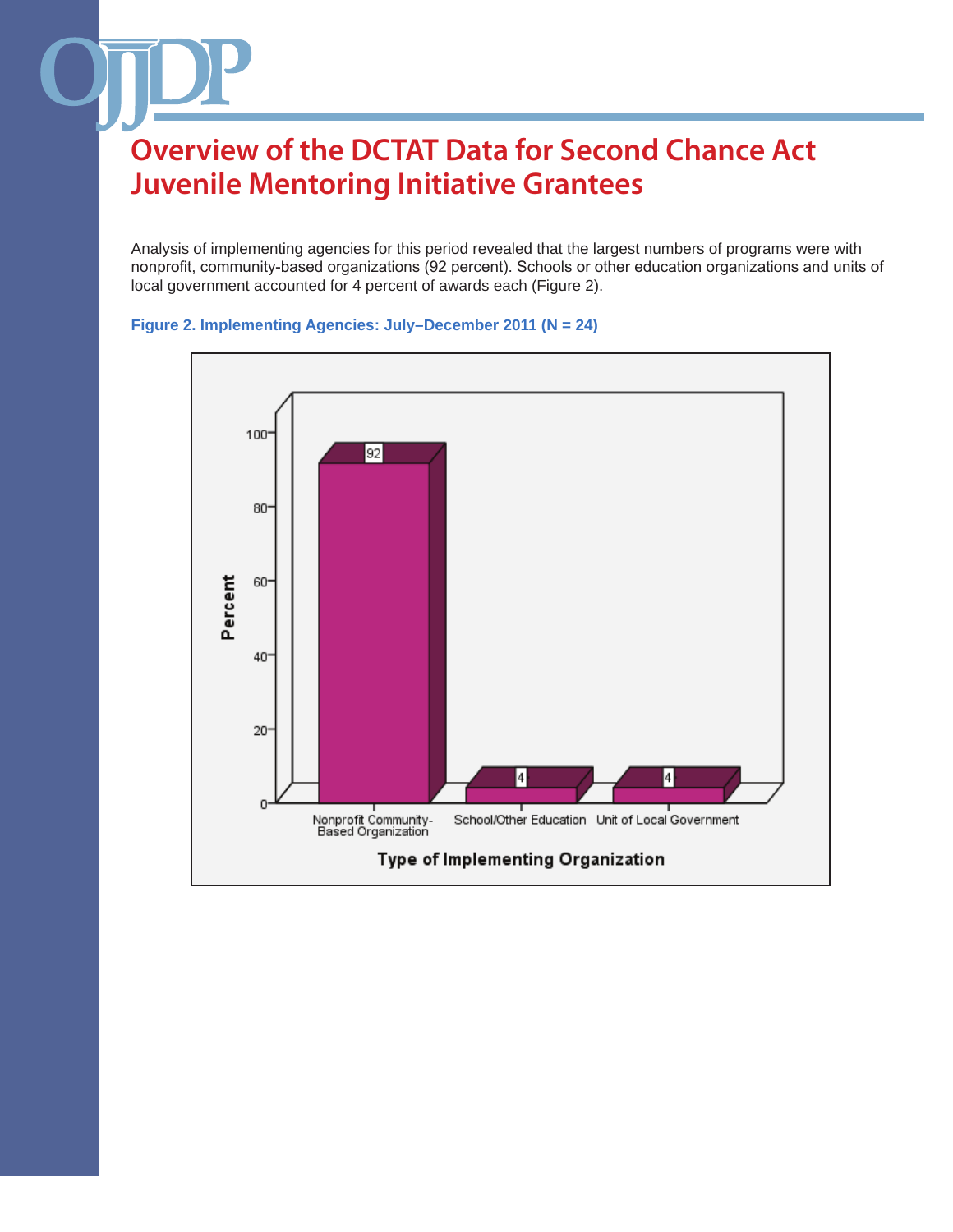# Overview of the DCTAT Data for Second Chance Act Juvenile Mentoring Initiative Grantees

Analysis of implementing agencies for this period revealed that the largest numbers of programs were with nonprofit, community-based organizations (92 percent). Schools or other education organizations and units of local government accounted for 4 percent of awards each (Figure 2).

**Figure 2. Implementing Agencies: July–December 2011 (N = 24)**

| Type of Implementing Organization | Percent |
| --- | --- |
| Nonprofit Community-Based Organization | 92 |
| School/Other Education | 4 |
| Unit of Local Government | 4 |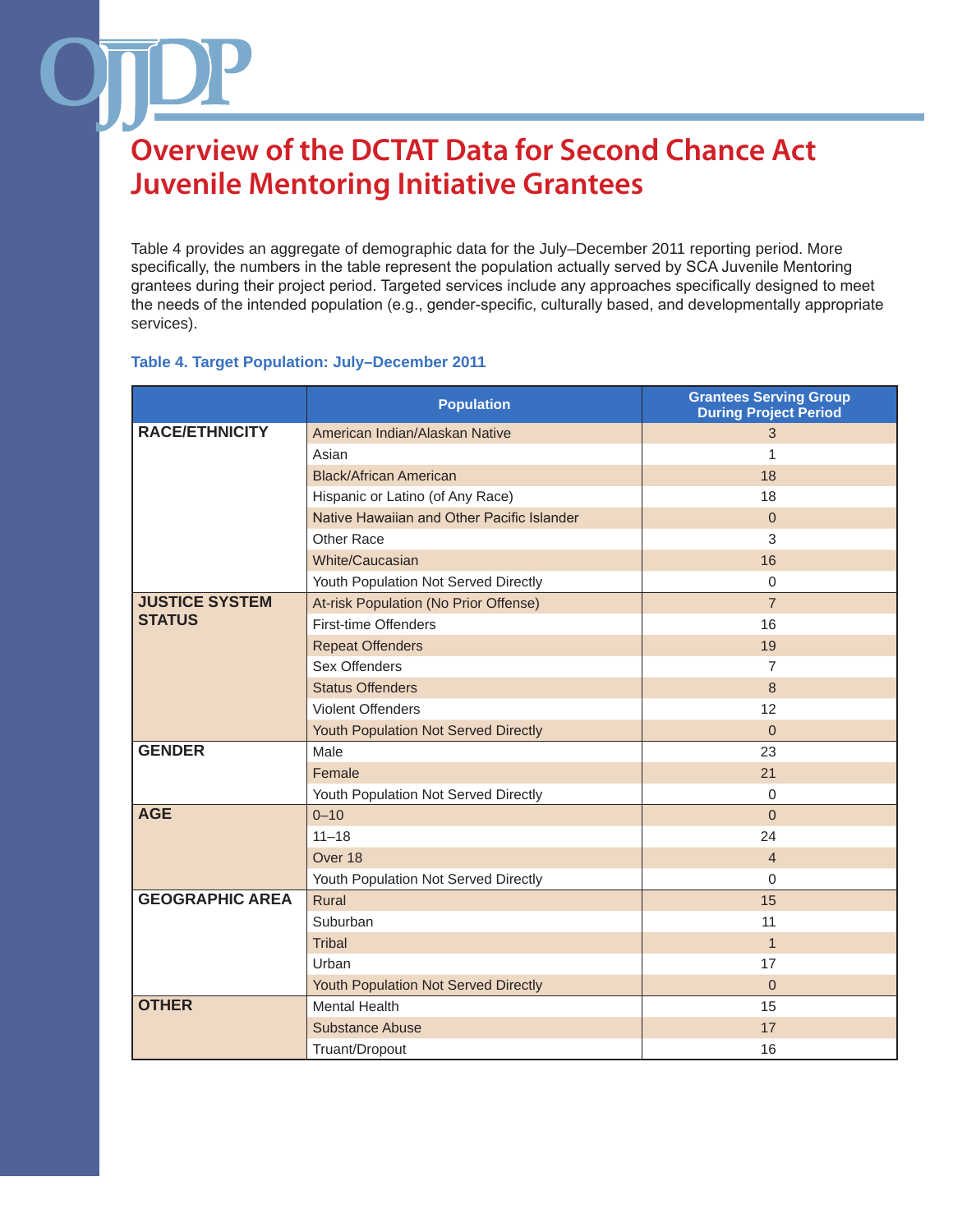# Overview of the DCTAT Data for Second Chance Act Juvenile Mentoring Initiative Grantees

Table 4 provides an aggregate of demographic data for the July–December 2011 reporting period. More specifically, the numbers in the table represent the population actually served by SCA Juvenile Mentoring grantees during their project period. Targeted services include any approaches specifically designed to meet the needs of the intended population (e.g., gender-specific, culturally based, and developmentally appropriate services).

**Table 4. Target Population: July–December 2011**

| | Population | Grantees Serving Group During Project Period |
|---|---|---|
| **RACE/ETHNICITY** | American Indian/Alaskan Native | 3 |
| | Asian | 1 |
| | Black/African American | 18 |
| | Hispanic or Latino (of Any Race) | 18 |
| | Native Hawaiian and Other Pacific Islander | 0 |
| | Other Race | 3 |
| | White/Caucasian | 16 |
| | Youth Population Not Served Directly | 0 |
| **JUSTICE SYSTEM STATUS** | At-risk Population (No Prior Offense) | 7 |
| | First-time Offenders | 16 |
| | Repeat Offenders | 19 |
| | Sex Offenders | 7 |
| | Status Offenders | 8 |
| | Violent Offenders | 12 |
| | Youth Population Not Served Directly | 0 |
| **GENDER** | Male | 23 |
| | Female | 21 |
| | Youth Population Not Served Directly | 0 |
| **AGE** | 0–10 | 0 |
| | 11–18 | 24 |
| | Over 18 | 4 |
| | Youth Population Not Served Directly | 0 |
| **GEOGRAPHIC AREA** | Rural | 15 |
| | Suburban | 11 |
| | Tribal | 1 |
| | Urban | 17 |
| | Youth Population Not Served Directly | 0 |
| **OTHER** | Mental Health | 15 |
| | Substance Abuse | 17 |
| | Truant/Dropout | 16 |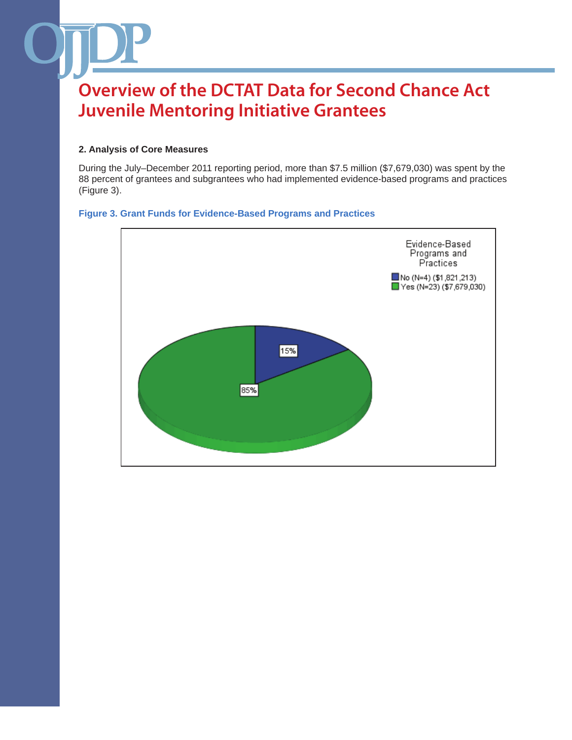# Overview of the DCTAT Data for Second Chance Act Juvenile Mentoring Initiative Grantees

### 2. Analysis of Core Measures

During the July–December 2011 reporting period, more than $7.5 million ($7,679,030) was spent by the 88 percent of grantees and subgrantees who had implemented evidence-based programs and practices (Figure 3).

**Figure 3. Grant Funds for Evidence-Based Programs and Practices**

Evidence-Based Programs and Practices

- No (N=4) ($1,821,213): 15%
- Yes (N=23) ($7,679,030): 85%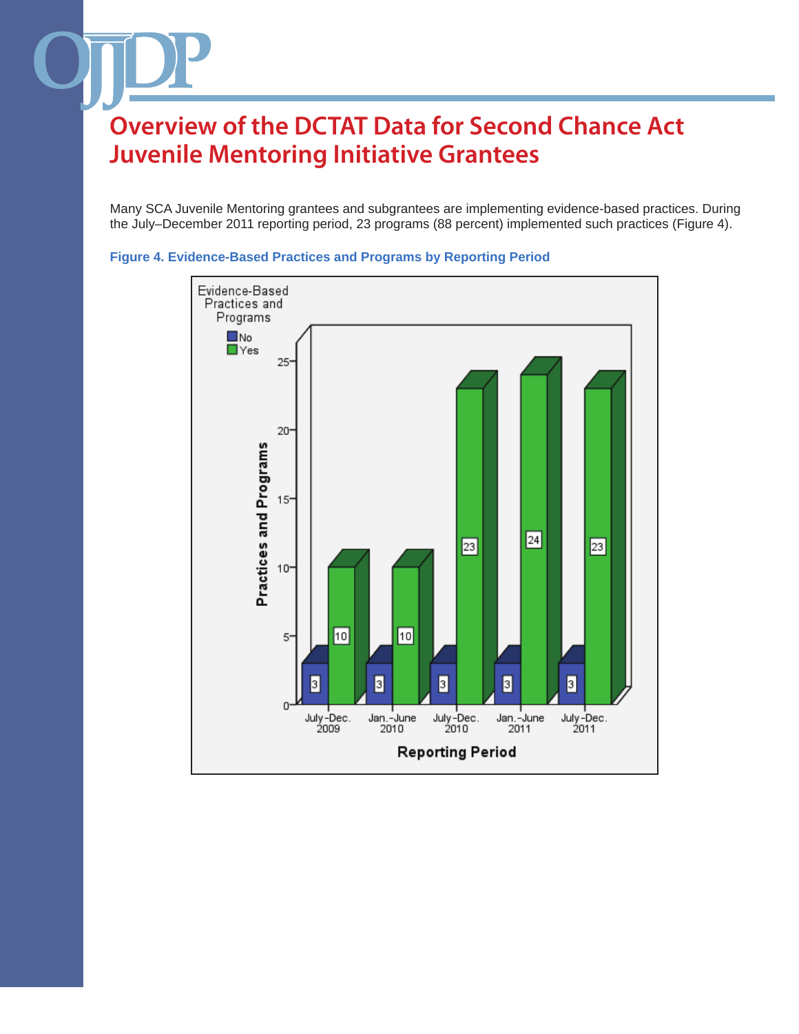# Overview of the DCTAT Data for Second Chance Act Juvenile Mentoring Initiative Grantees

Many SCA Juvenile Mentoring grantees and subgrantees are implementing evidence-based practices. During the July–December 2011 reporting period, 23 programs (88 percent) implemented such practices (Figure 4).

**Figure 4. Evidence-Based Practices and Programs by Reporting Period**

| Reporting Period | No | Yes |
|---|---|---|
| July-Dec. 2009 | 3 | 10 |
| Jan.-June 2010 | 3 | 10 |
| July-Dec. 2010 | 3 | 23 |
| Jan.-June 2011 | 3 | 24 |
| July-Dec. 2011 | 3 | 23 |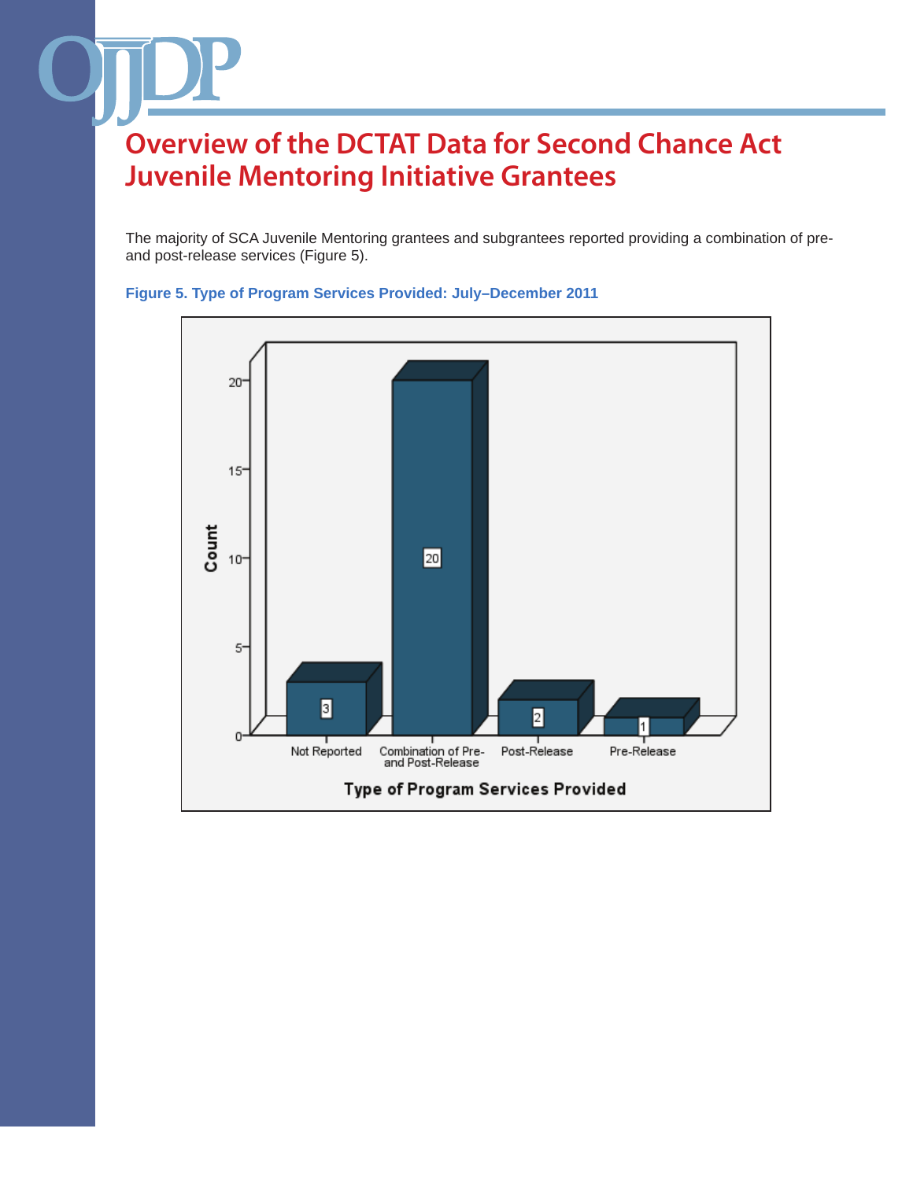# Overview of the DCTAT Data for Second Chance Act Juvenile Mentoring Initiative Grantees

The majority of SCA Juvenile Mentoring grantees and subgrantees reported providing a combination of pre- and post-release services (Figure 5).

**Figure 5. Type of Program Services Provided: July–December 2011**

| Type of Program Services Provided | Count |
|---|---|
| Not Reported | 3 |
| Combination of Pre- and Post-Release | 20 |
| Post-Release | 2 |
| Pre-Release | 1 |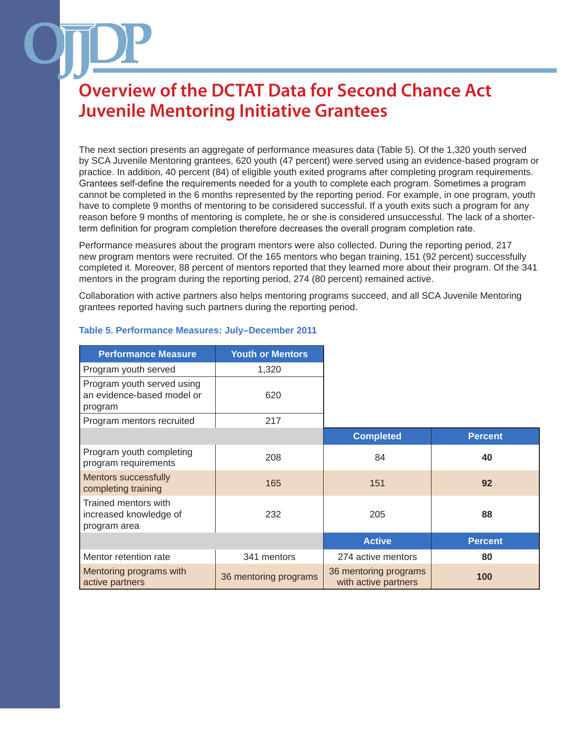# Overview of the DCTAT Data for Second Chance Act Juvenile Mentoring Initiative Grantees

The next section presents an aggregate of performance measures data (Table 5). Of the 1,320 youth served by SCA Juvenile Mentoring grantees, 620 youth (47 percent) were served using an evidence-based program or practice. In addition, 40 percent (84) of eligible youth exited programs after completing program requirements. Grantees self-define the requirements needed for a youth to complete each program. Sometimes a program cannot be completed in the 6 months represented by the reporting period. For example, in one program, youth have to complete 9 months of mentoring to be considered successful. If a youth exits such a program for any reason before 9 months of mentoring is complete, he or she is considered unsuccessful. The lack of a shorter-term definition for program completion therefore decreases the overall program completion rate.

Performance measures about the program mentors were also collected. During the reporting period, 217 new program mentors were recruited. Of the 165 mentors who began training, 151 (92 percent) successfully completed it. Moreover, 88 percent of mentors reported that they learned more about their program. Of the 341 mentors in the program during the reporting period, 274 (80 percent) remained active.

Collaboration with active partners also helps mentoring programs succeed, and all SCA Juvenile Mentoring grantees reported having such partners during the reporting period.

**Table 5. Performance Measures: July–December 2011**

| Performance Measure | Youth or Mentors | | |
|---|---|---|---|
| Program youth served | 1,320 | | |
| Program youth served using an evidence-based model or program | 620 | | |
| Program mentors recruited | 217 | | |
| | | **Completed** | **Percent** |
| Program youth completing program requirements | 208 | 84 | **40** |
| Mentors successfully completing training | 165 | 151 | **92** |
| Trained mentors with increased knowledge of program area | 232 | 205 | **88** |
| | | **Active** | **Percent** |
| Mentor retention rate | 341 mentors | 274 active mentors | **80** |
| Mentoring programs with active partners | 36 mentoring programs | 36 mentoring programs with active partners | **100** |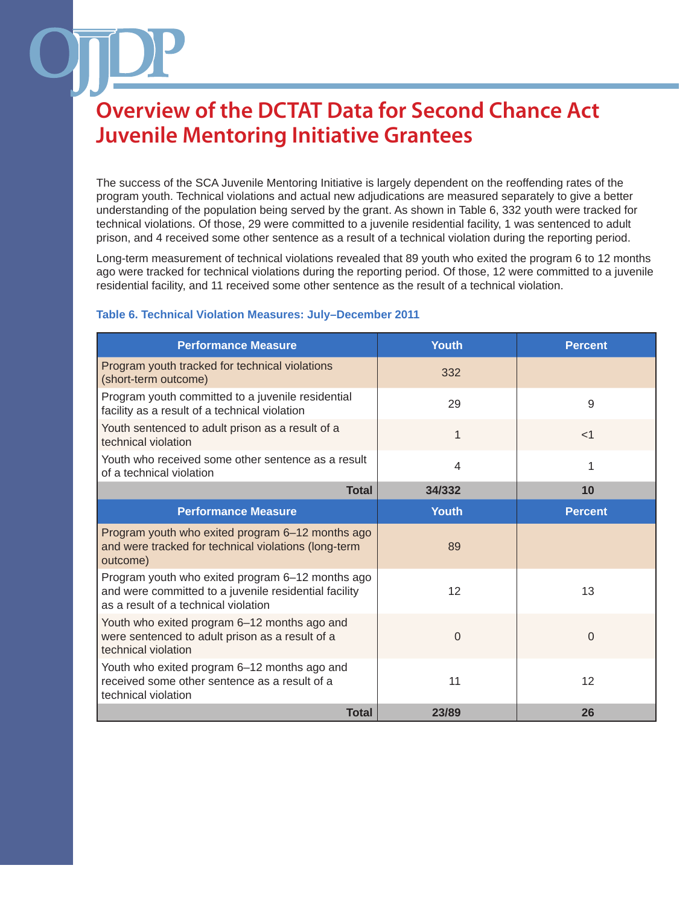# Overview of the DCTAT Data for Second Chance Act Juvenile Mentoring Initiative Grantees

The success of the SCA Juvenile Mentoring Initiative is largely dependent on the reoffending rates of the program youth. Technical violations and actual new adjudications are measured separately to give a better understanding of the population being served by the grant. As shown in Table 6, 332 youth were tracked for technical violations. Of those, 29 were committed to a juvenile residential facility, 1 was sentenced to adult prison, and 4 received some other sentence as a result of a technical violation during the reporting period.

Long-term measurement of technical violations revealed that 89 youth who exited the program 6 to 12 months ago were tracked for technical violations during the reporting period. Of those, 12 were committed to a juvenile residential facility, and 11 received some other sentence as the result of a technical violation.

**Table 6. Technical Violation Measures: July–December 2011**

| Performance Measure | Youth | Percent |
|---|---|---|
| Program youth tracked for technical violations (short-term outcome) | 332 | |
| Program youth committed to a juvenile residential facility as a result of a technical violation | 29 | 9 |
| Youth sentenced to adult prison as a result of a technical violation | 1 | <1 |
| Youth who received some other sentence as a result of a technical violation | 4 | 1 |
| **Total** | **34/332** | **10** |
| **Performance Measure** | **Youth** | **Percent** |
| Program youth who exited program 6–12 months ago and were tracked for technical violations (long-term outcome) | 89 | |
| Program youth who exited program 6–12 months ago and were committed to a juvenile residential facility as a result of a technical violation | 12 | 13 |
| Youth who exited program 6–12 months ago and were sentenced to adult prison as a result of a technical violation | 0 | 0 |
| Youth who exited program 6–12 months ago and received some other sentence as a result of a technical violation | 11 | 12 |
| **Total** | **23/89** | **26** |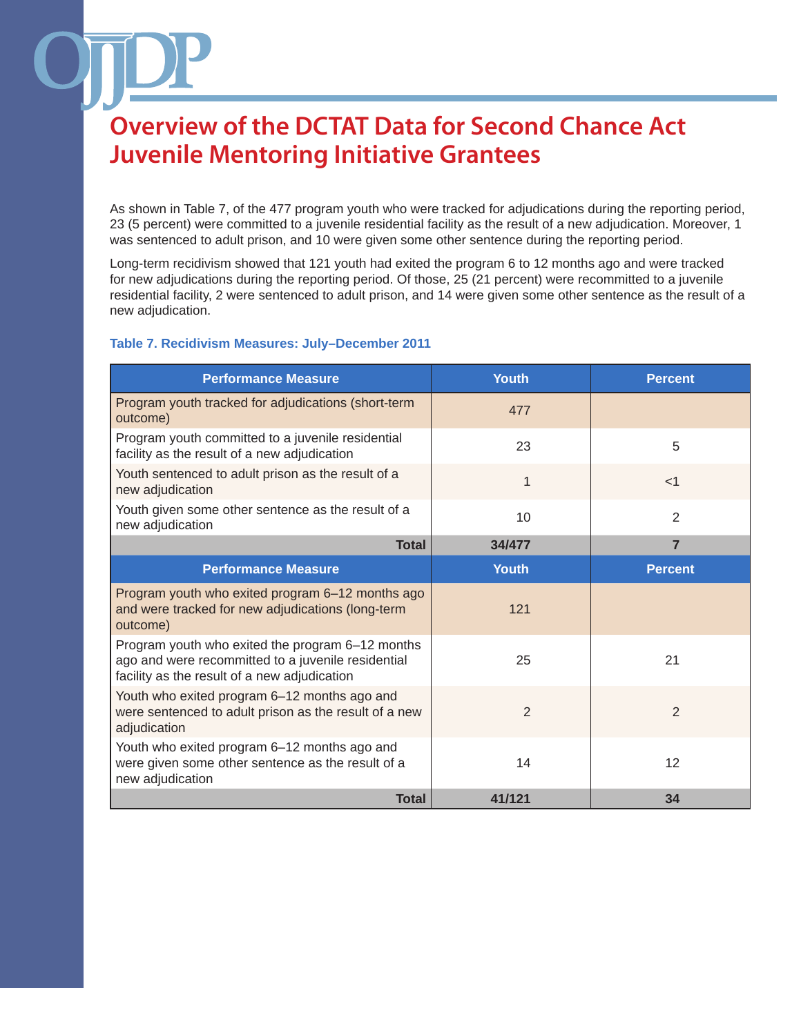# Overview of the DCTAT Data for Second Chance Act Juvenile Mentoring Initiative Grantees

As shown in Table 7, of the 477 program youth who were tracked for adjudications during the reporting period, 23 (5 percent) were committed to a juvenile residential facility as the result of a new adjudication. Moreover, 1 was sentenced to adult prison, and 10 were given some other sentence during the reporting period.

Long-term recidivism showed that 121 youth had exited the program 6 to 12 months ago and were tracked for new adjudications during the reporting period. Of those, 25 (21 percent) were recommitted to a juvenile residential facility, 2 were sentenced to adult prison, and 14 were given some other sentence as the result of a new adjudication.

**Table 7. Recidivism Measures: July–December 2011**

| Performance Measure | Youth | Percent |
|---|---|---|
| Program youth tracked for adjudications (short-term outcome) | 477 | |
| Program youth committed to a juvenile residential facility as the result of a new adjudication | 23 | 5 |
| Youth sentenced to adult prison as the result of a new adjudication | 1 | <1 |
| Youth given some other sentence as the result of a new adjudication | 10 | 2 |
| **Total** | **34/477** | **7** |
| **Performance Measure** | **Youth** | **Percent** |
| Program youth who exited program 6–12 months ago and were tracked for new adjudications (long-term outcome) | 121 | |
| Program youth who exited the program 6–12 months ago and were recommitted to a juvenile residential facility as the result of a new adjudication | 25 | 21 |
| Youth who exited program 6–12 months ago and were sentenced to adult prison as the result of a new adjudication | 2 | 2 |
| Youth who exited program 6–12 months ago and were given some other sentence as the result of a new adjudication | 14 | 12 |
| **Total** | **41/121** | **34** |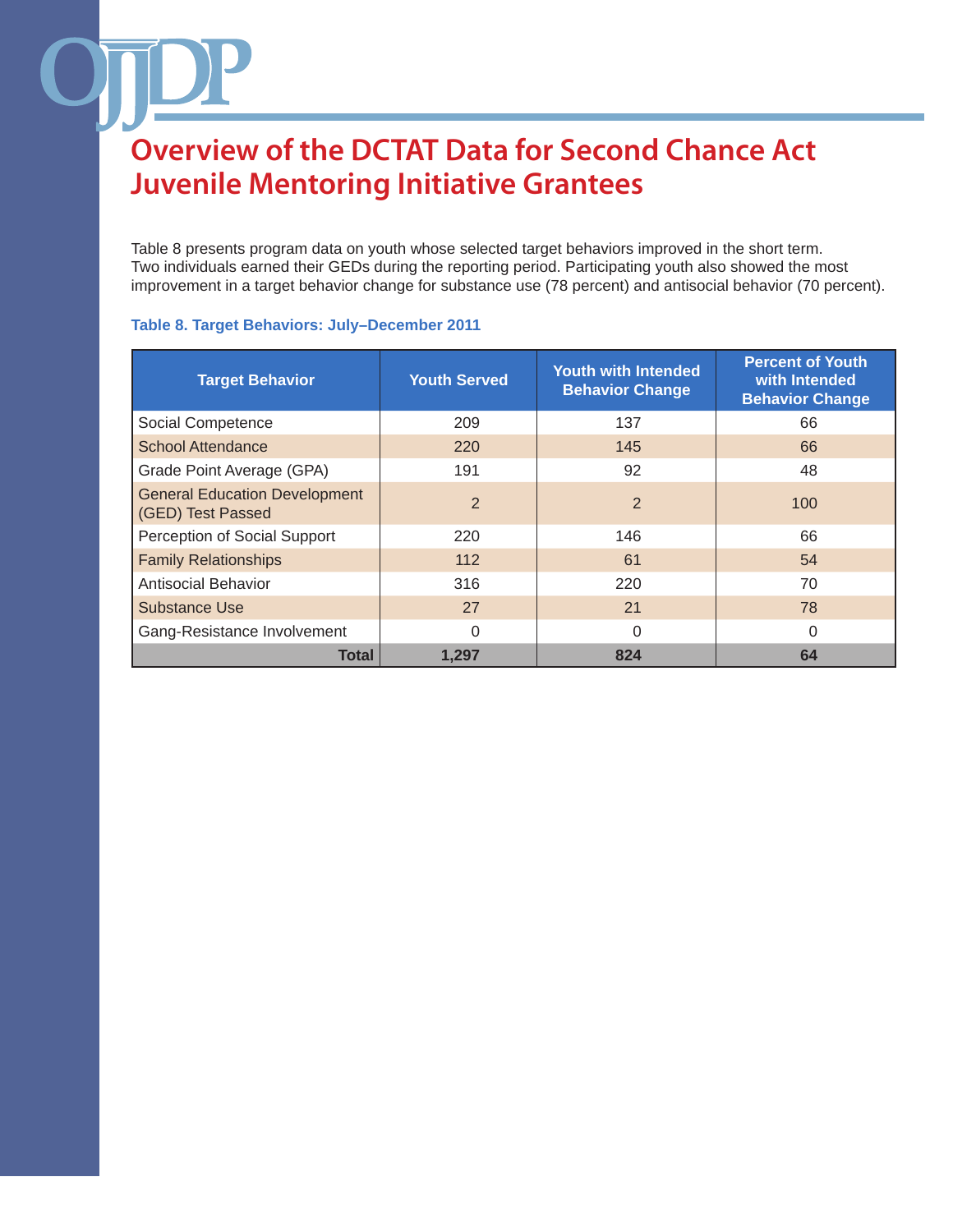# Overview of the DCTAT Data for Second Chance Act Juvenile Mentoring Initiative Grantees

Table 8 presents program data on youth whose selected target behaviors improved in the short term. Two individuals earned their GEDs during the reporting period. Participating youth also showed the most improvement in a target behavior change for substance use (78 percent) and antisocial behavior (70 percent).

**Table 8. Target Behaviors: July–December 2011**

| Target Behavior | Youth Served | Youth with Intended Behavior Change | Percent of Youth with Intended Behavior Change |
|---|---|---|---|
| Social Competence | 209 | 137 | 66 |
| School Attendance | 220 | 145 | 66 |
| Grade Point Average (GPA) | 191 | 92 | 48 |
| General Education Development (GED) Test Passed | 2 | 2 | 100 |
| Perception of Social Support | 220 | 146 | 66 |
| Family Relationships | 112 | 61 | 54 |
| Antisocial Behavior | 316 | 220 | 70 |
| Substance Use | 27 | 21 | 78 |
| Gang-Resistance Involvement | 0 | 0 | 0 |
| **Total** | **1,297** | **824** | **64** |